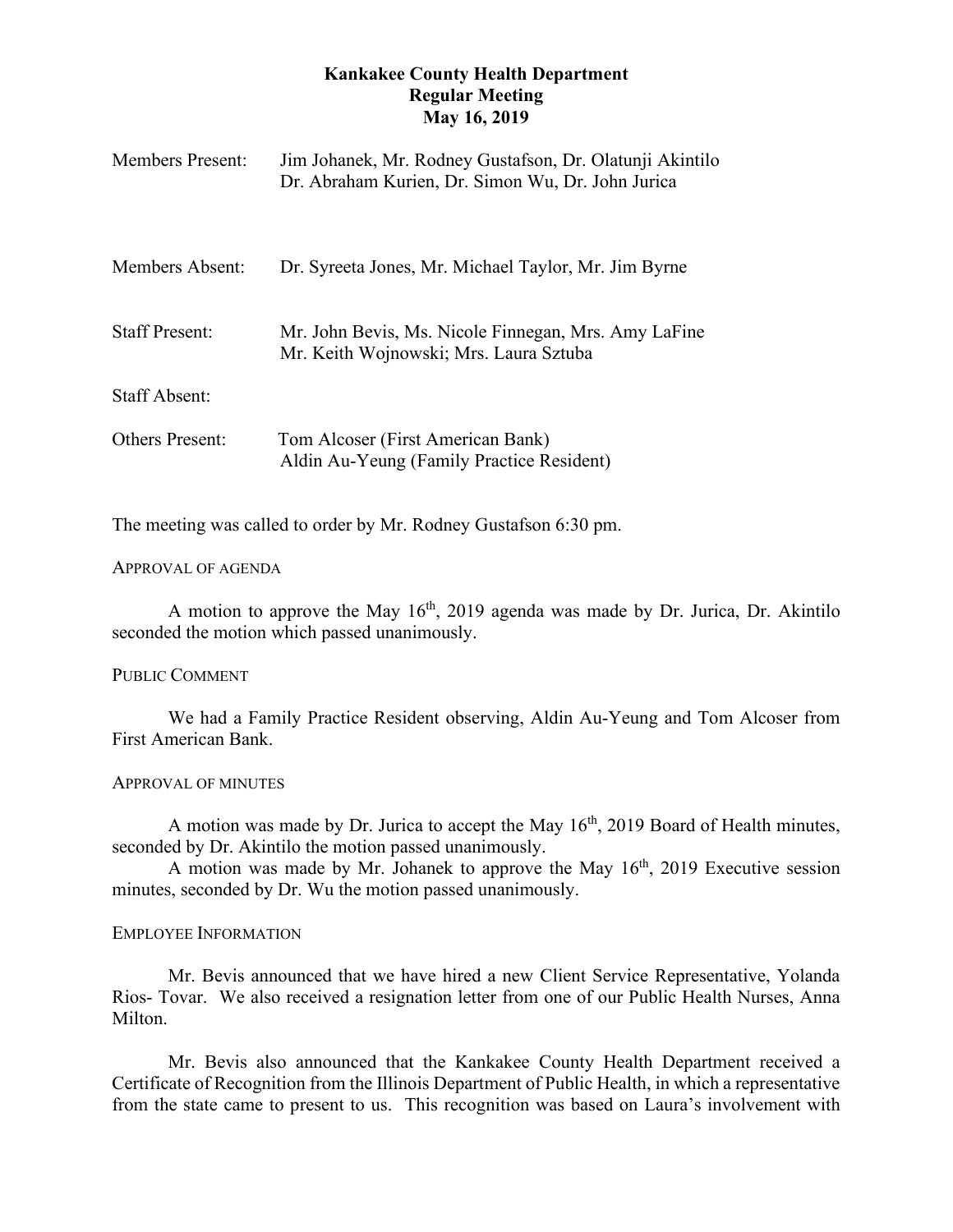# Kankakee County Health Department
## Regular Meeting
### May 16, 2019

Members Present: Jim Johanek, Mr. Rodney Gustafson, Dr. Olatunji Akintilo
Dr. Abraham Kurien, Dr. Simon Wu, Dr. John Jurica

Members Absent: Dr. Syreeta Jones, Mr. Michael Taylor, Mr. Jim Byrne

Staff Present: Mr. John Bevis, Ms. Nicole Finnegan, Mrs. Amy LaFine
Mr. Keith Wojnowski; Mrs. Laura Sztuba

Staff Absent:

Others Present: Tom Alcoser (First American Bank)
Aldin Au-Yeung (Family Practice Resident)

The meeting was called to order by Mr. Rodney Gustafson 6:30 pm.

APPROVAL OF AGENDA

A motion to approve the May 16th, 2019 agenda was made by Dr. Jurica, Dr. Akintilo seconded the motion which passed unanimously.

PUBLIC COMMENT

We had a Family Practice Resident observing, Aldin Au-Yeung and Tom Alcoser from First American Bank.

APPROVAL OF MINUTES

A motion was made by Dr. Jurica to accept the May 16th, 2019 Board of Health minutes, seconded by Dr. Akintilo the motion passed unanimously.

A motion was made by Mr. Johanek to approve the May 16th, 2019 Executive session minutes, seconded by Dr. Wu the motion passed unanimously.

EMPLOYEE INFORMATION

Mr. Bevis announced that we have hired a new Client Service Representative, Yolanda Rios- Tovar. We also received a resignation letter from one of our Public Health Nurses, Anna Milton.

Mr. Bevis also announced that the Kankakee County Health Department received a Certificate of Recognition from the Illinois Department of Public Health, in which a representative from the state came to present to us. This recognition was based on Laura's involvement with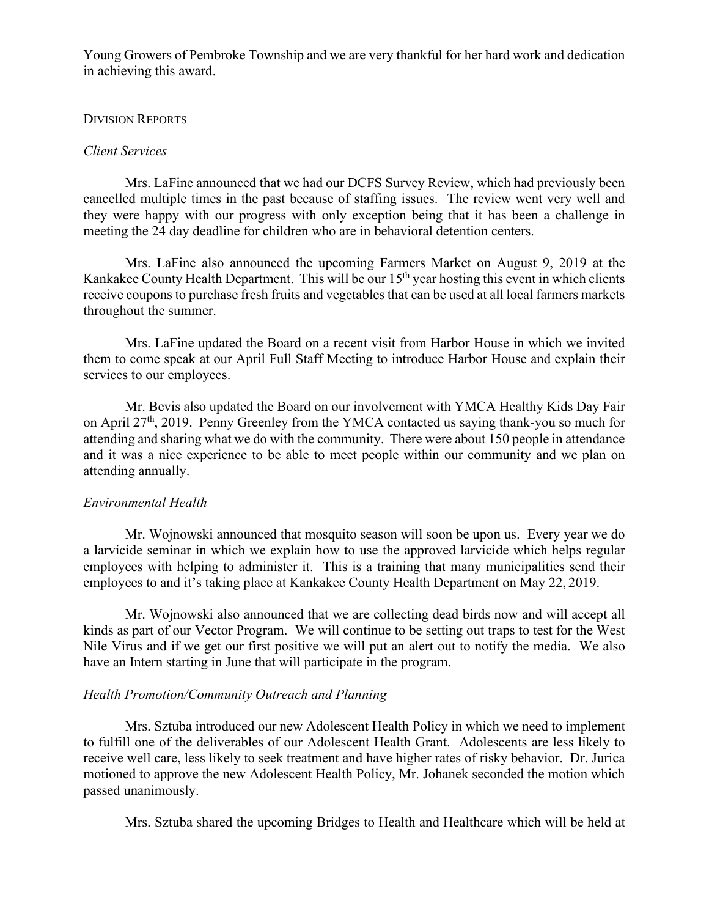Young Growers of Pembroke Township and we are very thankful for her hard work and dedication in achieving this award.

## Division Reports

*Client Services*

Mrs. LaFine announced that we had our DCFS Survey Review, which had previously been cancelled multiple times in the past because of staffing issues. The review went very well and they were happy with our progress with only exception being that it has been a challenge in meeting the 24 day deadline for children who are in behavioral detention centers.

Mrs. LaFine also announced the upcoming Farmers Market on August 9, 2019 at the Kankakee County Health Department. This will be our 15th year hosting this event in which clients receive coupons to purchase fresh fruits and vegetables that can be used at all local farmers markets throughout the summer.

Mrs. LaFine updated the Board on a recent visit from Harbor House in which we invited them to come speak at our April Full Staff Meeting to introduce Harbor House and explain their services to our employees.

Mr. Bevis also updated the Board on our involvement with YMCA Healthy Kids Day Fair on April 27th, 2019. Penny Greenley from the YMCA contacted us saying thank-you so much for attending and sharing what we do with the community. There were about 150 people in attendance and it was a nice experience to be able to meet people within our community and we plan on attending annually.

*Environmental Health*

Mr. Wojnowski announced that mosquito season will soon be upon us. Every year we do a larvicide seminar in which we explain how to use the approved larvicide which helps regular employees with helping to administer it. This is a training that many municipalities send their employees to and it's taking place at Kankakee County Health Department on May 22, 2019.

Mr. Wojnowski also announced that we are collecting dead birds now and will accept all kinds as part of our Vector Program. We will continue to be setting out traps to test for the West Nile Virus and if we get our first positive we will put an alert out to notify the media. We also have an Intern starting in June that will participate in the program.

*Health Promotion/Community Outreach and Planning*

Mrs. Sztuba introduced our new Adolescent Health Policy in which we need to implement to fulfill one of the deliverables of our Adolescent Health Grant. Adolescents are less likely to receive well care, less likely to seek treatment and have higher rates of risky behavior. Dr. Jurica motioned to approve the new Adolescent Health Policy, Mr. Johanek seconded the motion which passed unanimously.

Mrs. Sztuba shared the upcoming Bridges to Health and Healthcare which will be held at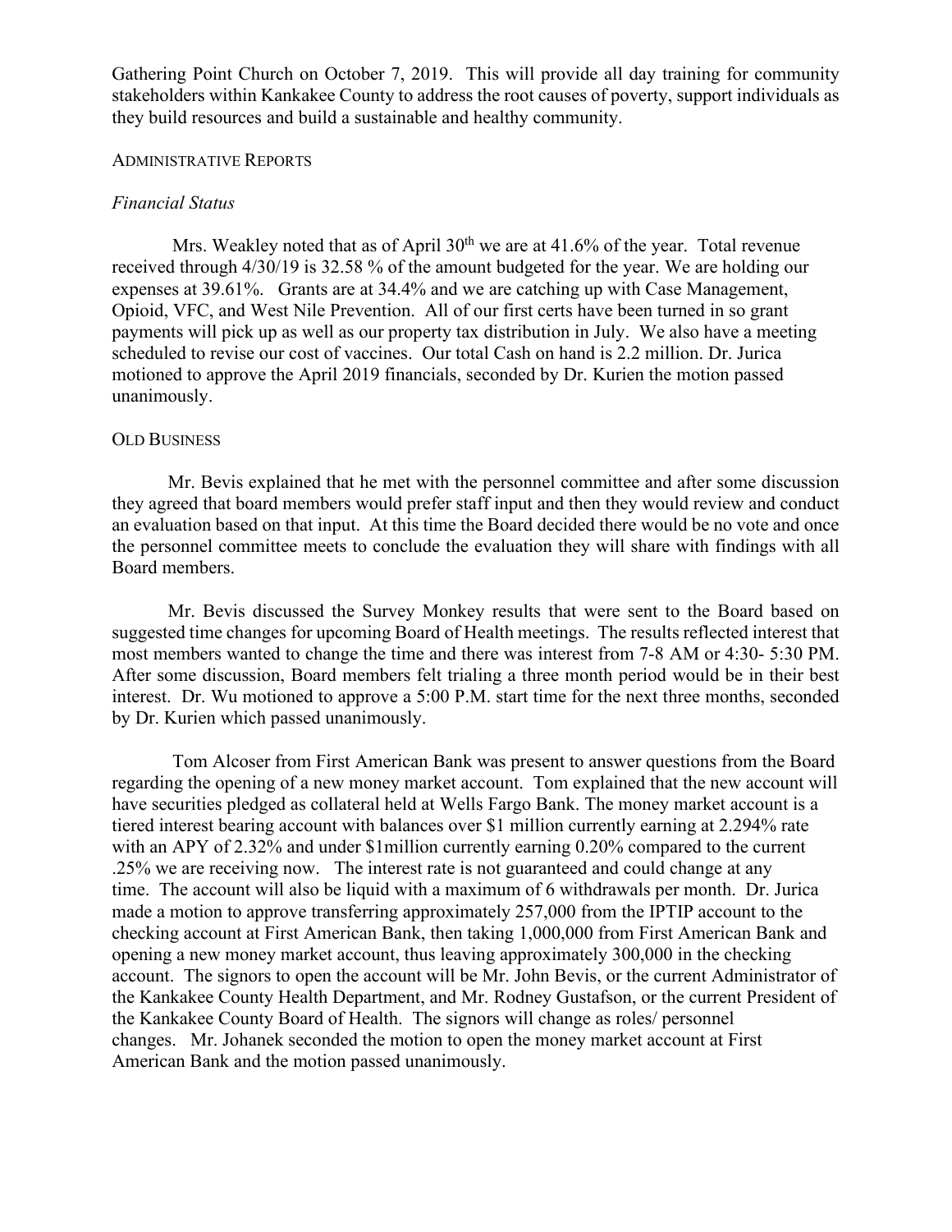Gathering Point Church on October 7, 2019. This will provide all day training for community stakeholders within Kankakee County to address the root causes of poverty, support individuals as they build resources and build a sustainable and healthy community.

## ADMINISTRATIVE REPORTS

### *Financial Status*

Mrs. Weakley noted that as of April 30th we are at 41.6% of the year. Total revenue received through 4/30/19 is 32.58 % of the amount budgeted for the year. We are holding our expenses at 39.61%. Grants are at 34.4% and we are catching up with Case Management, Opioid, VFC, and West Nile Prevention. All of our first certs have been turned in so grant payments will pick up as well as our property tax distribution in July. We also have a meeting scheduled to revise our cost of vaccines. Our total Cash on hand is 2.2 million. Dr. Jurica motioned to approve the April 2019 financials, seconded by Dr. Kurien the motion passed unanimously.

## OLD BUSINESS

Mr. Bevis explained that he met with the personnel committee and after some discussion they agreed that board members would prefer staff input and then they would review and conduct an evaluation based on that input. At this time the Board decided there would be no vote and once the personnel committee meets to conclude the evaluation they will share with findings with all Board members.

Mr. Bevis discussed the Survey Monkey results that were sent to the Board based on suggested time changes for upcoming Board of Health meetings. The results reflected interest that most members wanted to change the time and there was interest from 7-8 AM or 4:30- 5:30 PM. After some discussion, Board members felt trialing a three month period would be in their best interest. Dr. Wu motioned to approve a 5:00 P.M. start time for the next three months, seconded by Dr. Kurien which passed unanimously.

Tom Alcoser from First American Bank was present to answer questions from the Board regarding the opening of a new money market account. Tom explained that the new account will have securities pledged as collateral held at Wells Fargo Bank. The money market account is a tiered interest bearing account with balances over $1 million currently earning at 2.294% rate with an APY of 2.32% and under $1million currently earning 0.20% compared to the current .25% we are receiving now. The interest rate is not guaranteed and could change at any time. The account will also be liquid with a maximum of 6 withdrawals per month. Dr. Jurica made a motion to approve transferring approximately 257,000 from the IPTIP account to the checking account at First American Bank, then taking 1,000,000 from First American Bank and opening a new money market account, thus leaving approximately 300,000 in the checking account. The signors to open the account will be Mr. John Bevis, or the current Administrator of the Kankakee County Health Department, and Mr. Rodney Gustafson, or the current President of the Kankakee County Board of Health. The signors will change as roles/ personnel changes. Mr. Johanek seconded the motion to open the money market account at First American Bank and the motion passed unanimously.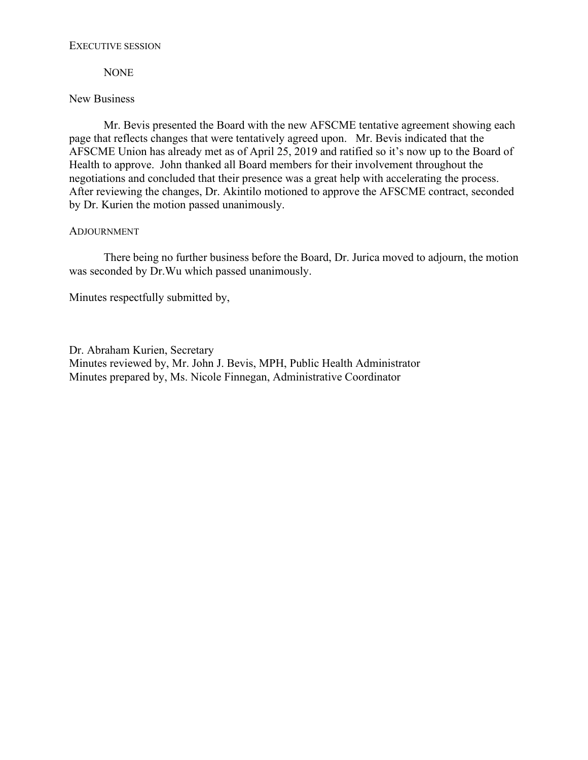EXECUTIVE SESSION

NONE

New Business

Mr. Bevis presented the Board with the new AFSCME tentative agreement showing each page that reflects changes that were tentatively agreed upon. Mr. Bevis indicated that the AFSCME Union has already met as of April 25, 2019 and ratified so it's now up to the Board of Health to approve. John thanked all Board members for their involvement throughout the negotiations and concluded that their presence was a great help with accelerating the process. After reviewing the changes, Dr. Akintilo motioned to approve the AFSCME contract, seconded by Dr. Kurien the motion passed unanimously.

ADJOURNMENT

There being no further business before the Board, Dr. Jurica moved to adjourn, the motion was seconded by Dr.Wu which passed unanimously.

Minutes respectfully submitted by,

Dr. Abraham Kurien, Secretary
Minutes reviewed by, Mr. John J. Bevis, MPH, Public Health Administrator
Minutes prepared by, Ms. Nicole Finnegan, Administrative Coordinator